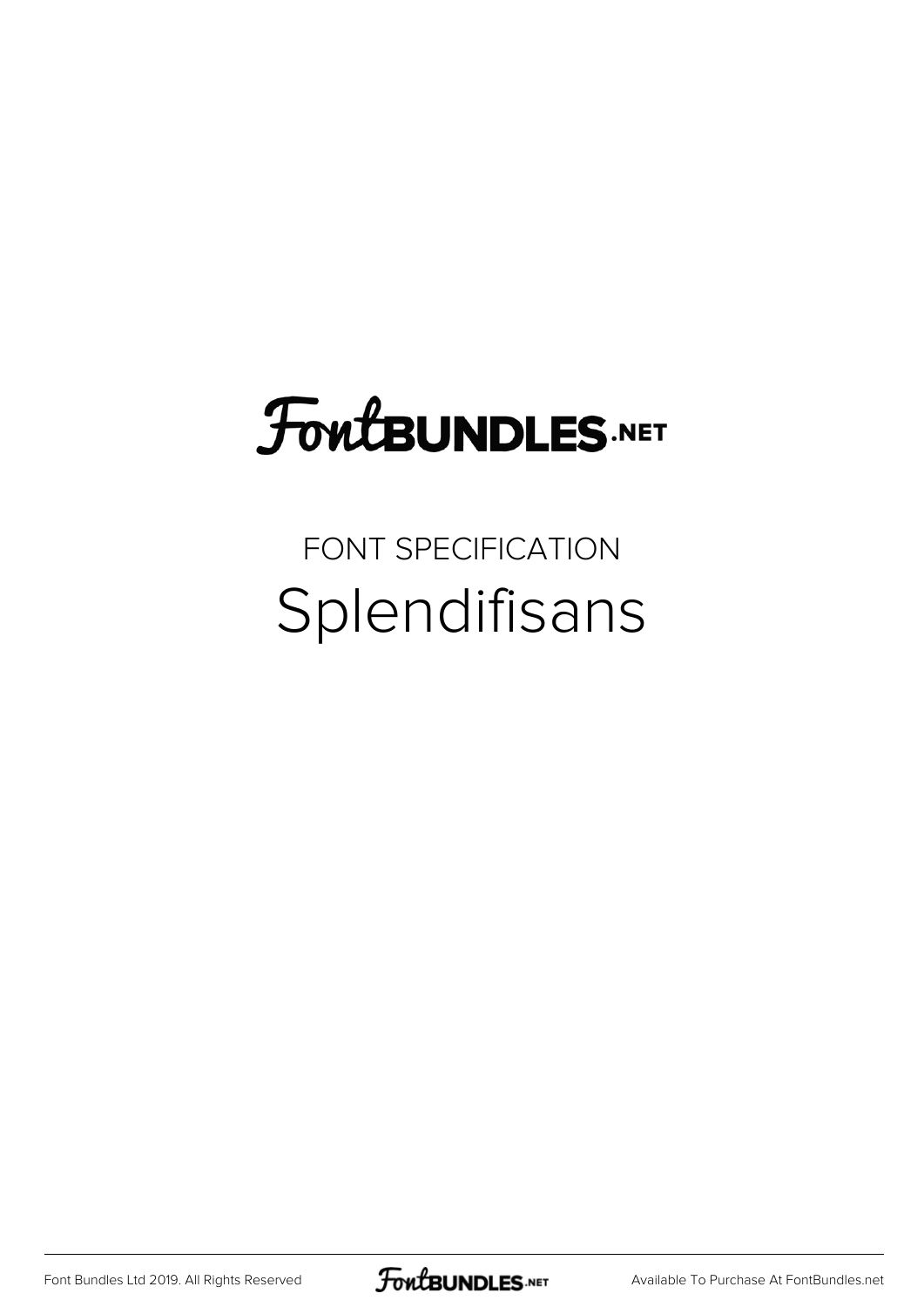# FontBUNDLES.NET

FONT SPECIFICATION

## Splendifisans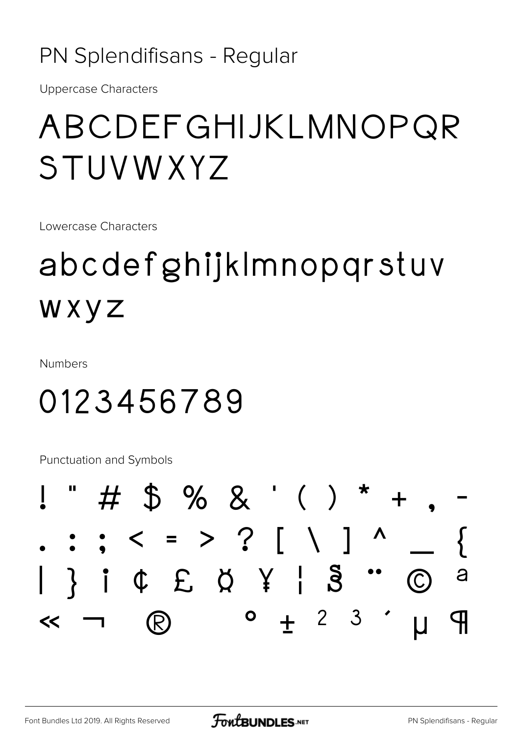## PN Splendifisans - Regular

Uppercase Characters

# ABCDEFGHIJKLMNOPQR STUVWXYZ

Lowercase Characters

# abcdefghijklmnopqrstuv wxyz

Numbers

# 0123456789

Punctuation and Symbols

# ! " # $ % & ' ( ) * + , - . : ; < = > ? [ \ ] ^ _ { | } ¡ ¢ £ ¤ ¥ ¦ § ¨ © ª « ¬ ® ° ± ² ³ ´ µ ¶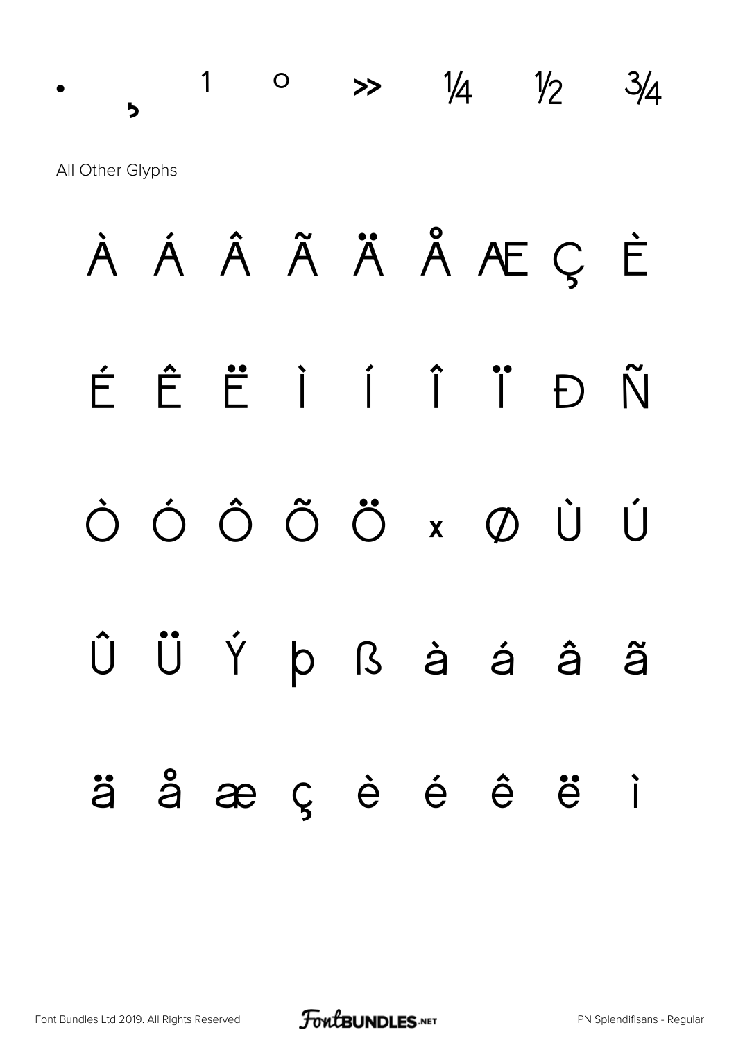• ¸ ¹ ° » ¼ ½ ¾

All Other Glyphs

À Á Â Ã Ä Å Æ Ç È

É Ê Ë Ì Í Î Ï Ð Ñ

Ò Ó Ô Õ Ö × Ø Ù Ú

Û Ü Ý þ ß à á â ã

ä å æ ç è é ê ë ì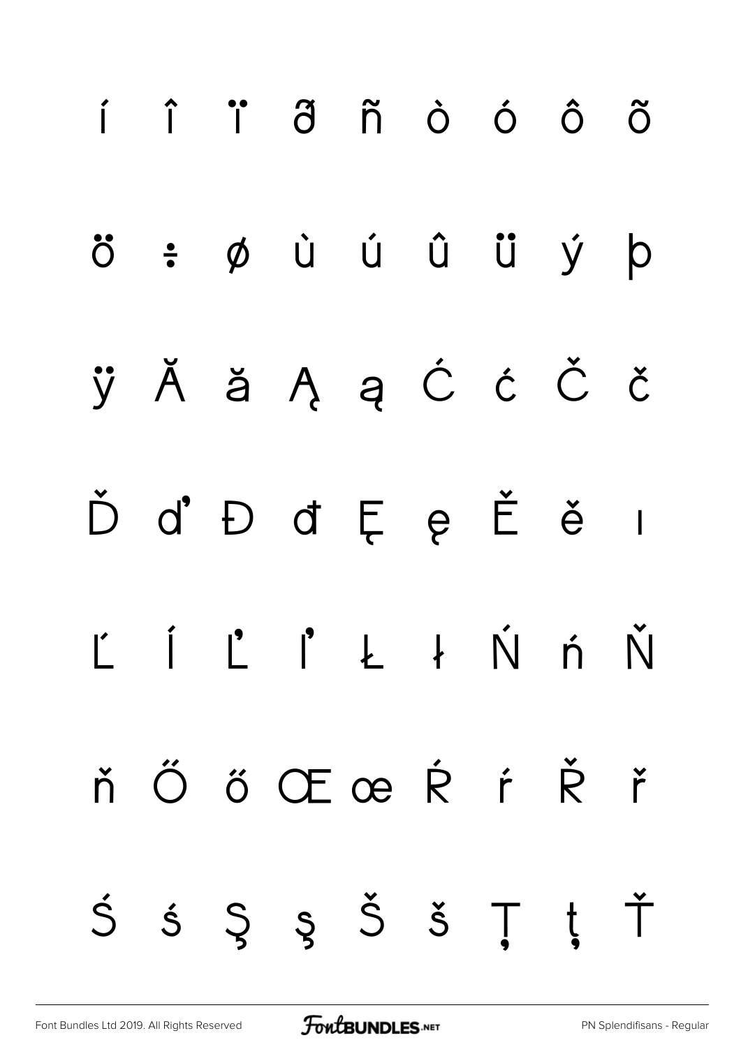í î ï ð ñ ò ó ô õ

ö ÷ ø ù ú û ü ý þ

ÿ Ă ă Ą ą Ć ć Č č

Ď ď Đ đ Ę ę Ě ě ı

Ĺ ĺ Ľ ľ Ł ł Ń ń Ň

ň Ő ő Œ œ Ŕ ŕ Ř ř

Ś ś Ş ş Š š Ţ ţ Ť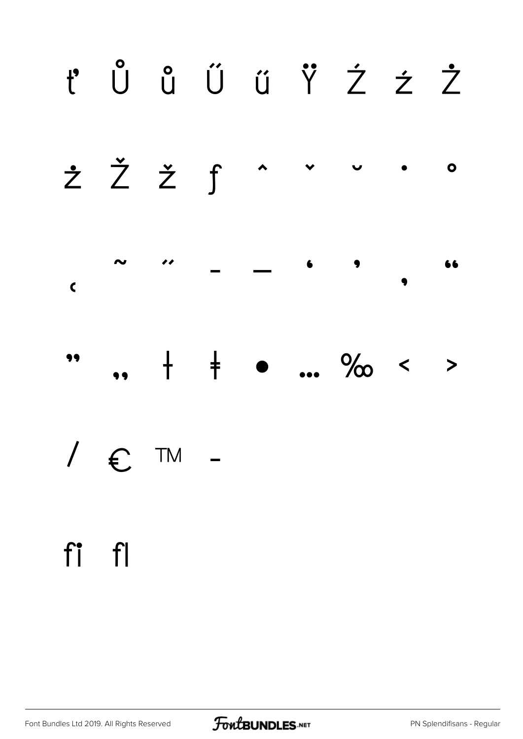ť Ů ů Ű ű Ÿ Ź ź Ż

ż Ž ž ƒ ˆ ˇ ˘ ˙ ˚

˛ ˜ ˝ – — ‘ ’ ‚ “

” „ † ‡ • … ‰ ‹ ›

⁄ € ™ −

ﬁ ﬂ